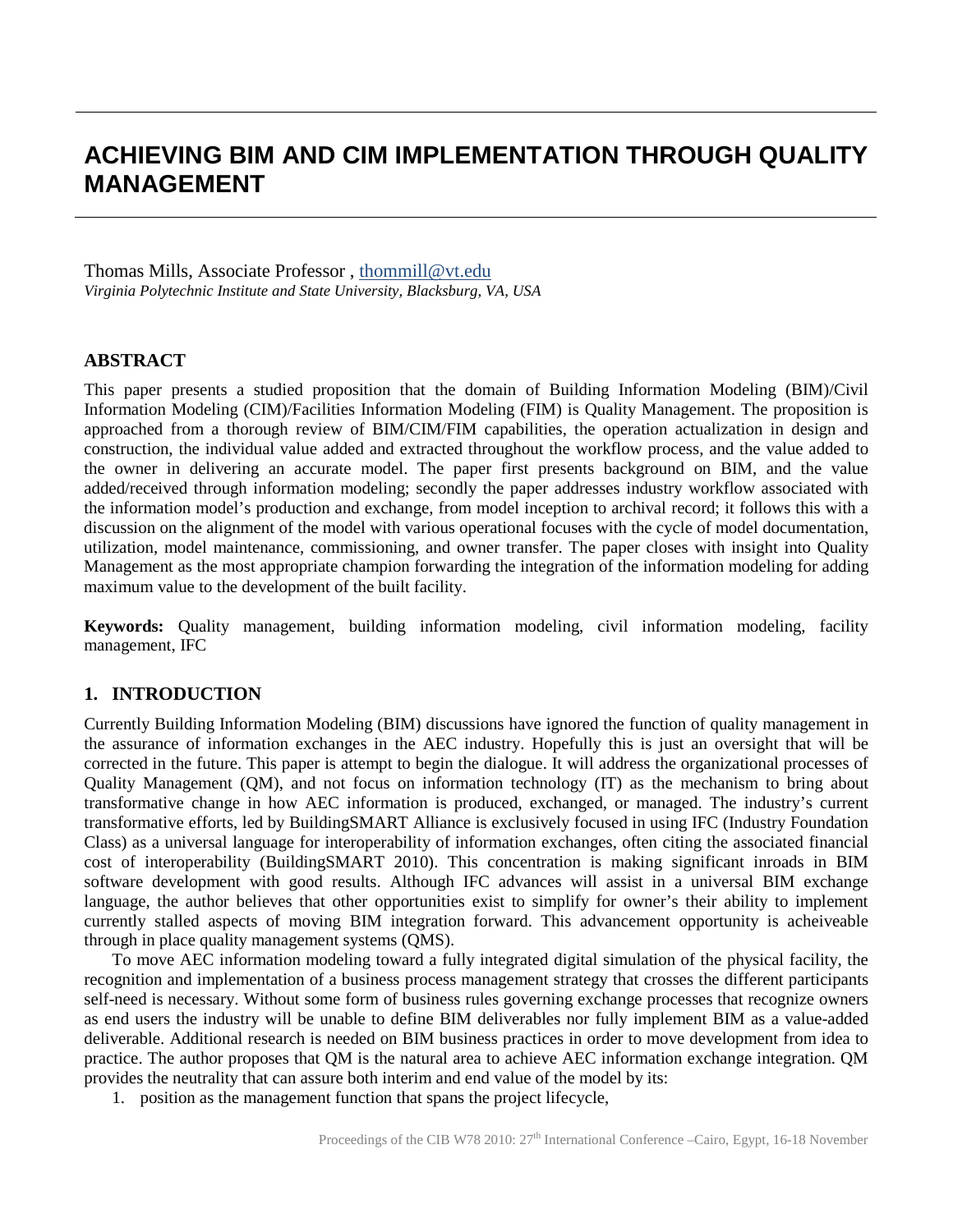# ACHIEVING BIM AND CIM IMPLEMENTATION THROUGH QUALITY MANAGEMENT

Thomas Mills, Associate Professor , thommill@vt.edu
*Virginia Polytechnic Institute and State University, Blacksburg, VA, USA*

## ABSTRACT

This paper presents a studied proposition that the domain of Building Information Modeling (BIM)/Civil Information Modeling (CIM)/Facilities Information Modeling (FIM) is Quality Management. The proposition is approached from a thorough review of BIM/CIM/FIM capabilities, the operation actualization in design and construction, the individual value added and extracted throughout the workflow process, and the value added to the owner in delivering an accurate model. The paper first presents background on BIM, and the value added/received through information modeling; secondly the paper addresses industry workflow associated with the information model's production and exchange, from model inception to archival record; it follows this with a discussion on the alignment of the model with various operational focuses with the cycle of model documentation, utilization, model maintenance, commissioning, and owner transfer. The paper closes with insight into Quality Management as the most appropriate champion forwarding the integration of the information modeling for adding maximum value to the development of the built facility.

**Keywords:** Quality management, building information modeling, civil information modeling, facility management, IFC

## 1. INTRODUCTION

Currently Building Information Modeling (BIM) discussions have ignored the function of quality management in the assurance of information exchanges in the AEC industry. Hopefully this is just an oversight that will be corrected in the future. This paper is attempt to begin the dialogue. It will address the organizational processes of Quality Management (QM), and not focus on information technology (IT) as the mechanism to bring about transformative change in how AEC information is produced, exchanged, or managed. The industry's current transformative efforts, led by BuildingSMART Alliance is exclusively focused in using IFC (Industry Foundation Class) as a universal language for interoperability of information exchanges, often citing the associated financial cost of interoperability (BuildingSMART 2010). This concentration is making significant inroads in BIM software development with good results. Although IFC advances will assist in a universal BIM exchange language, the author believes that other opportunities exist to simplify for owner's their ability to implement currently stalled aspects of moving BIM integration forward. This advancement opportunity is acheiveable through in place quality management systems (QMS).

To move AEC information modeling toward a fully integrated digital simulation of the physical facility, the recognition and implementation of a business process management strategy that crosses the different participants self-need is necessary. Without some form of business rules governing exchange processes that recognize owners as end users the industry will be unable to define BIM deliverables nor fully implement BIM as a value-added deliverable. Additional research is needed on BIM business practices in order to move development from idea to practice. The author proposes that QM is the natural area to achieve AEC information exchange integration. QM provides the neutrality that can assure both interim and end value of the model by its:

1. position as the management function that spans the project lifecycle,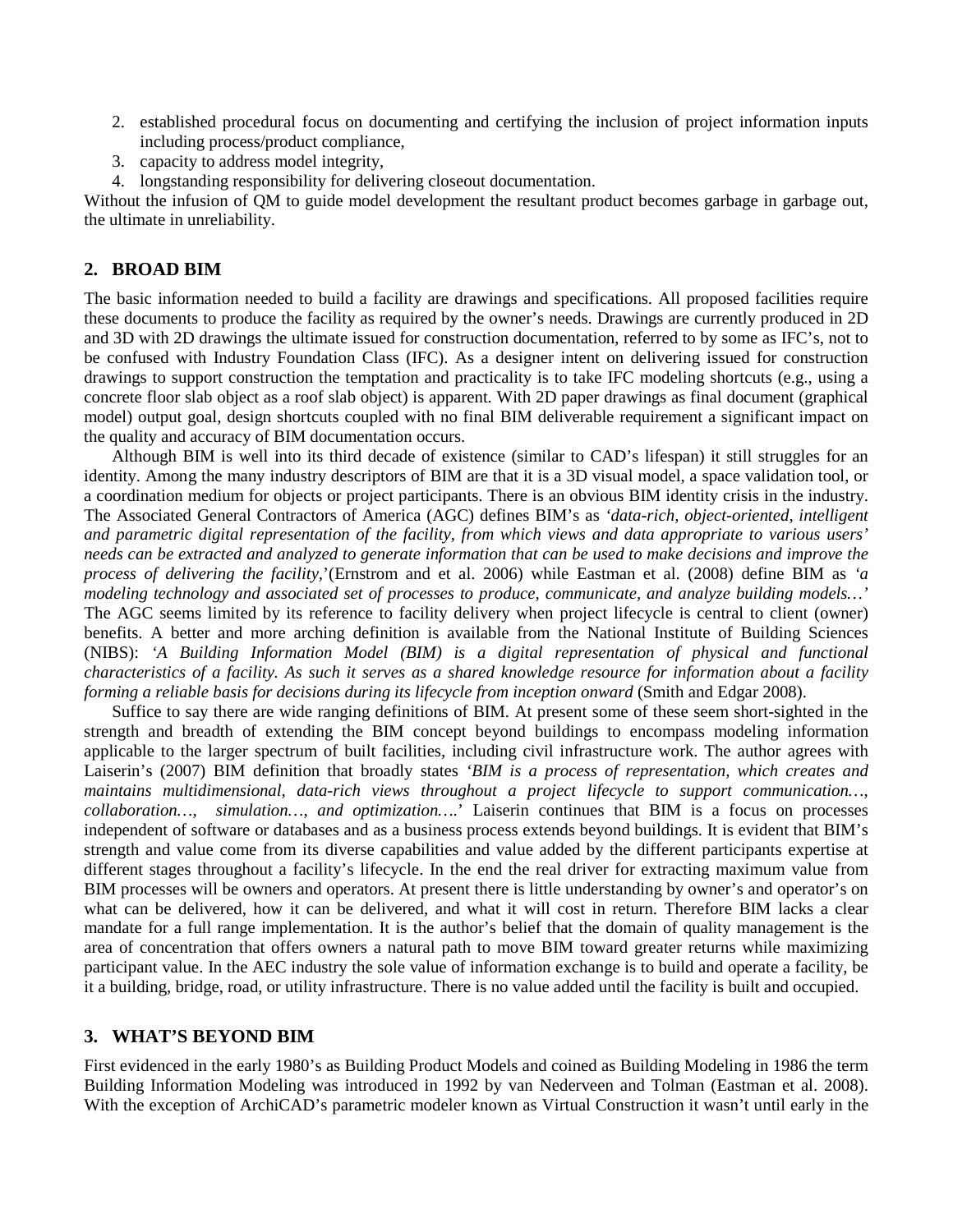2. established procedural focus on documenting and certifying the inclusion of project information inputs including process/product compliance,
3. capacity to address model integrity,
4. longstanding responsibility for delivering closeout documentation.

Without the infusion of QM to guide model development the resultant product becomes garbage in garbage out, the ultimate in unreliability.

## 2. BROAD BIM

The basic information needed to build a facility are drawings and specifications. All proposed facilities require these documents to produce the facility as required by the owner's needs. Drawings are currently produced in 2D and 3D with 2D drawings the ultimate issued for construction documentation, referred to by some as IFC's, not to be confused with Industry Foundation Class (IFC). As a designer intent on delivering issued for construction drawings to support construction the temptation and practicality is to take IFC modeling shortcuts (e.g., using a concrete floor slab object as a roof slab object) is apparent. With 2D paper drawings as final document (graphical model) output goal, design shortcuts coupled with no final BIM deliverable requirement a significant impact on the quality and accuracy of BIM documentation occurs.

Although BIM is well into its third decade of existence (similar to CAD's lifespan) it still struggles for an identity. Among the many industry descriptors of BIM are that it is a 3D visual model, a space validation tool, or a coordination medium for objects or project participants. There is an obvious BIM identity crisis in the industry. The Associated General Contractors of America (AGC) defines BIM's as *'data-rich, object-oriented, intelligent and parametric digital representation of the facility, from which views and data appropriate to various users' needs can be extracted and analyzed to generate information that can be used to make decisions and improve the process of delivering the facility,'*(Ernstrom and et al. 2006) while Eastman et al. (2008) define BIM as *'a modeling technology and associated set of processes to produce, communicate, and analyze building models…'* The AGC seems limited by its reference to facility delivery when project lifecycle is central to client (owner) benefits. A better and more arching definition is available from the National Institute of Building Sciences (NIBS): *'A Building Information Model (BIM) is a digital representation of physical and functional characteristics of a facility. As such it serves as a shared knowledge resource for information about a facility forming a reliable basis for decisions during its lifecycle from inception onward* (Smith and Edgar 2008).

Suffice to say there are wide ranging definitions of BIM. At present some of these seem short-sighted in the strength and breadth of extending the BIM concept beyond buildings to encompass modeling information applicable to the larger spectrum of built facilities, including civil infrastructure work. The author agrees with Laiserin's (2007) BIM definition that broadly states *'BIM is a process of representation, which creates and maintains multidimensional, data-rich views throughout a project lifecycle to support communication…, collaboration…, simulation…, and optimization….'* Laiserin continues that BIM is a focus on processes independent of software or databases and as a business process extends beyond buildings. It is evident that BIM's strength and value come from its diverse capabilities and value added by the different participants expertise at different stages throughout a facility's lifecycle. In the end the real driver for extracting maximum value from BIM processes will be owners and operators. At present there is little understanding by owner's and operator's on what can be delivered, how it can be delivered, and what it will cost in return. Therefore BIM lacks a clear mandate for a full range implementation. It is the author's belief that the domain of quality management is the area of concentration that offers owners a natural path to move BIM toward greater returns while maximizing participant value. In the AEC industry the sole value of information exchange is to build and operate a facility, be it a building, bridge, road, or utility infrastructure. There is no value added until the facility is built and occupied.

## 3. WHAT'S BEYOND BIM

First evidenced in the early 1980's as Building Product Models and coined as Building Modeling in 1986 the term Building Information Modeling was introduced in 1992 by van Nederveen and Tolman (Eastman et al. 2008). With the exception of ArchiCAD's parametric modeler known as Virtual Construction it wasn't until early in the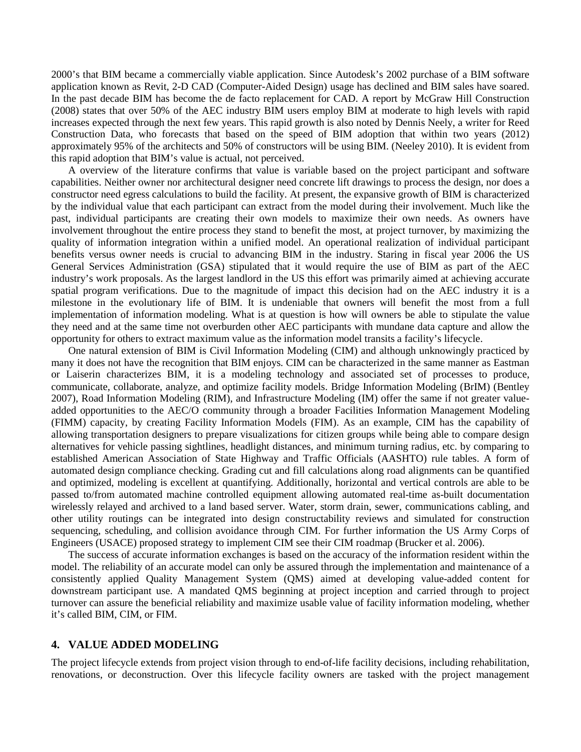2000's that BIM became a commercially viable application. Since Autodesk's 2002 purchase of a BIM software application known as Revit, 2-D CAD (Computer-Aided Design) usage has declined and BIM sales have soared. In the past decade BIM has become the de facto replacement for CAD. A report by McGraw Hill Construction (2008) states that over 50% of the AEC industry BIM users employ BIM at moderate to high levels with rapid increases expected through the next few years. This rapid growth is also noted by Dennis Neely, a writer for Reed Construction Data, who forecasts that based on the speed of BIM adoption that within two years (2012) approximately 95% of the architects and 50% of constructors will be using BIM. (Neeley 2010). It is evident from this rapid adoption that BIM's value is actual, not perceived.

A overview of the literature confirms that value is variable based on the project participant and software capabilities. Neither owner nor architectural designer need concrete lift drawings to process the design, nor does a constructor need egress calculations to build the facility. At present, the expansive growth of BIM is characterized by the individual value that each participant can extract from the model during their involvement. Much like the past, individual participants are creating their own models to maximize their own needs. As owners have involvement throughout the entire process they stand to benefit the most, at project turnover, by maximizing the quality of information integration within a unified model. An operational realization of individual participant benefits versus owner needs is crucial to advancing BIM in the industry. Staring in fiscal year 2006 the US General Services Administration (GSA) stipulated that it would require the use of BIM as part of the AEC industry's work proposals. As the largest landlord in the US this effort was primarily aimed at achieving accurate spatial program verifications. Due to the magnitude of impact this decision had on the AEC industry it is a milestone in the evolutionary life of BIM. It is undeniable that owners will benefit the most from a full implementation of information modeling. What is at question is how will owners be able to stipulate the value they need and at the same time not overburden other AEC participants with mundane data capture and allow the opportunity for others to extract maximum value as the information model transits a facility's lifecycle.

One natural extension of BIM is Civil Information Modeling (CIM) and although unknowingly practiced by many it does not have the recognition that BIM enjoys. CIM can be characterized in the same manner as Eastman or Laiserin characterizes BIM, it is a modeling technology and associated set of processes to produce, communicate, collaborate, analyze, and optimize facility models. Bridge Information Modeling (BrIM) (Bentley 2007), Road Information Modeling (RIM), and Infrastructure Modeling (IM) offer the same if not greater value-added opportunities to the AEC/O community through a broader Facilities Information Management Modeling (FIMM) capacity, by creating Facility Information Models (FIM). As an example, CIM has the capability of allowing transportation designers to prepare visualizations for citizen groups while being able to compare design alternatives for vehicle passing sightlines, headlight distances, and minimum turning radius, etc. by comparing to established American Association of State Highway and Traffic Officials (AASHTO) rule tables. A form of automated design compliance checking. Grading cut and fill calculations along road alignments can be quantified and optimized, modeling is excellent at quantifying. Additionally, horizontal and vertical controls are able to be passed to/from automated machine controlled equipment allowing automated real-time as-built documentation wirelessly relayed and archived to a land based server. Water, storm drain, sewer, communications cabling, and other utility routings can be integrated into design constructability reviews and simulated for construction sequencing, scheduling, and collision avoidance through CIM. For further information the US Army Corps of Engineers (USACE) proposed strategy to implement CIM see their CIM roadmap (Brucker et al. 2006).

The success of accurate information exchanges is based on the accuracy of the information resident within the model. The reliability of an accurate model can only be assured through the implementation and maintenance of a consistently applied Quality Management System (QMS) aimed at developing value-added content for downstream participant use. A mandated QMS beginning at project inception and carried through to project turnover can assure the beneficial reliability and maximize usable value of facility information modeling, whether it's called BIM, CIM, or FIM.

## 4. VALUE ADDED MODELING

The project lifecycle extends from project vision through to end-of-life facility decisions, including rehabilitation, renovations, or deconstruction. Over this lifecycle facility owners are tasked with the project management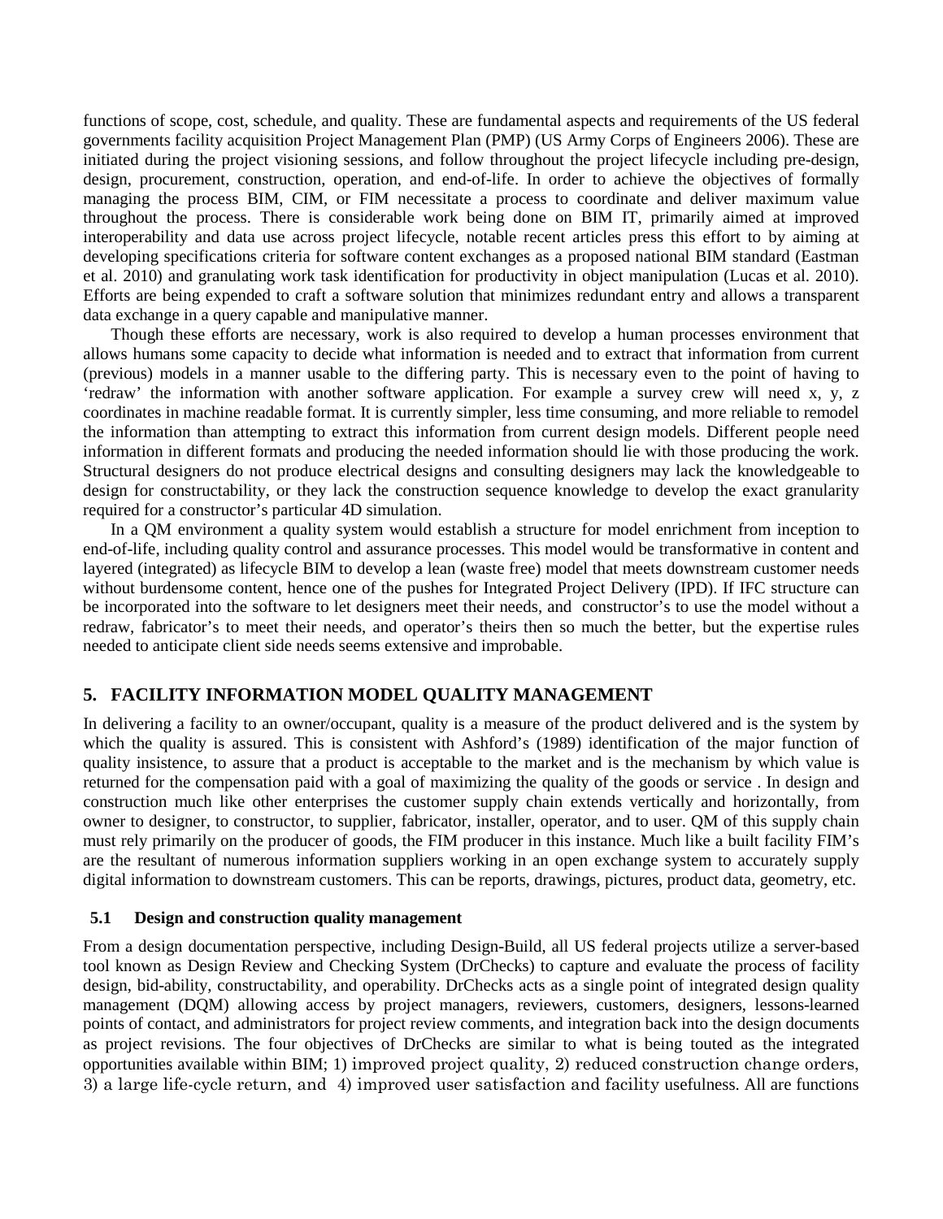functions of scope, cost, schedule, and quality. These are fundamental aspects and requirements of the US federal governments facility acquisition Project Management Plan (PMP) (US Army Corps of Engineers 2006). These are initiated during the project visioning sessions, and follow throughout the project lifecycle including pre-design, design, procurement, construction, operation, and end-of-life. In order to achieve the objectives of formally managing the process BIM, CIM, or FIM necessitate a process to coordinate and deliver maximum value throughout the process. There is considerable work being done on BIM IT, primarily aimed at improved interoperability and data use across project lifecycle, notable recent articles press this effort to by aiming at developing specifications criteria for software content exchanges as a proposed national BIM standard (Eastman et al. 2010) and granulating work task identification for productivity in object manipulation (Lucas et al. 2010). Efforts are being expended to craft a software solution that minimizes redundant entry and allows a transparent data exchange in a query capable and manipulative manner.

Though these efforts are necessary, work is also required to develop a human processes environment that allows humans some capacity to decide what information is needed and to extract that information from current (previous) models in a manner usable to the differing party. This is necessary even to the point of having to 'redraw' the information with another software application. For example a survey crew will need x, y, z coordinates in machine readable format. It is currently simpler, less time consuming, and more reliable to remodel the information than attempting to extract this information from current design models. Different people need information in different formats and producing the needed information should lie with those producing the work. Structural designers do not produce electrical designs and consulting designers may lack the knowledgeable to design for constructability, or they lack the construction sequence knowledge to develop the exact granularity required for a constructor's particular 4D simulation.

In a QM environment a quality system would establish a structure for model enrichment from inception to end-of-life, including quality control and assurance processes. This model would be transformative in content and layered (integrated) as lifecycle BIM to develop a lean (waste free) model that meets downstream customer needs without burdensome content, hence one of the pushes for Integrated Project Delivery (IPD). If IFC structure can be incorporated into the software to let designers meet their needs, and constructor's to use the model without a redraw, fabricator's to meet their needs, and operator's theirs then so much the better, but the expertise rules needed to anticipate client side needs seems extensive and improbable.

## 5. FACILITY INFORMATION MODEL QUALITY MANAGEMENT

In delivering a facility to an owner/occupant, quality is a measure of the product delivered and is the system by which the quality is assured. This is consistent with Ashford's (1989) identification of the major function of quality insistence, to assure that a product is acceptable to the market and is the mechanism by which value is returned for the compensation paid with a goal of maximizing the quality of the goods or service . In design and construction much like other enterprises the customer supply chain extends vertically and horizontally, from owner to designer, to constructor, to supplier, fabricator, installer, operator, and to user. QM of this supply chain must rely primarily on the producer of goods, the FIM producer in this instance. Much like a built facility FIM's are the resultant of numerous information suppliers working in an open exchange system to accurately supply digital information to downstream customers. This can be reports, drawings, pictures, product data, geometry, etc.

### 5.1 Design and construction quality management

From a design documentation perspective, including Design-Build, all US federal projects utilize a server-based tool known as Design Review and Checking System (DrChecks) to capture and evaluate the process of facility design, bid-ability, constructability, and operability. DrChecks acts as a single point of integrated design quality management (DQM) allowing access by project managers, reviewers, customers, designers, lessons-learned points of contact, and administrators for project review comments, and integration back into the design documents as project revisions. The four objectives of DrChecks are similar to what is being touted as the integrated opportunities available within BIM; 1) improved project quality, 2) reduced construction change orders, 3) a large life-cycle return, and 4) improved user satisfaction and facility usefulness. All are functions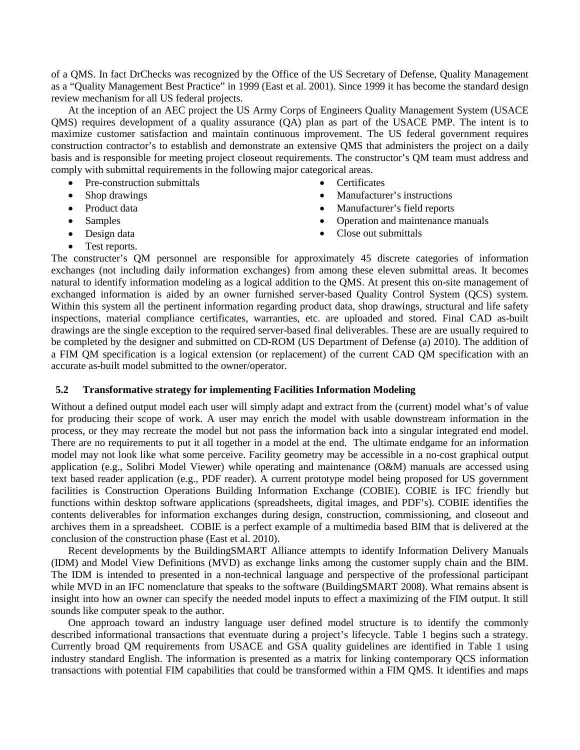of a QMS. In fact DrChecks was recognized by the Office of the US Secretary of Defense, Quality Management as a "Quality Management Best Practice" in 1999 (East et al. 2001). Since 1999 it has become the standard design review mechanism for all US federal projects.

At the inception of an AEC project the US Army Corps of Engineers Quality Management System (USACE QMS) requires development of a quality assurance (QA) plan as part of the USACE PMP. The intent is to maximize customer satisfaction and maintain continuous improvement. The US federal government requires construction contractor's to establish and demonstrate an extensive QMS that administers the project on a daily basis and is responsible for meeting project closeout requirements. The constructor's QM team must address and comply with submittal requirements in the following major categorical areas.

- Pre-construction submittals
- Shop drawings
- Product data
- Samples
- Design data
- Test reports.
- Certificates
- Manufacturer's instructions
- Manufacturer's field reports
- Operation and maintenance manuals
- Close out submittals

The constructer's QM personnel are responsible for approximately 45 discrete categories of information exchanges (not including daily information exchanges) from among these eleven submittal areas. It becomes natural to identify information modeling as a logical addition to the QMS. At present this on-site management of exchanged information is aided by an owner furnished server-based Quality Control System (QCS) system. Within this system all the pertinent information regarding product data, shop drawings, structural and life safety inspections, material compliance certificates, warranties, etc. are uploaded and stored. Final CAD as-built drawings are the single exception to the required server-based final deliverables. These are are usually required to be completed by the designer and submitted on CD-ROM (US Department of Defense (a) 2010). The addition of a FIM QM specification is a logical extension (or replacement) of the current CAD QM specification with an accurate as-built model submitted to the owner/operator.

## 5.2 Transformative strategy for implementing Facilities Information Modeling

Without a defined output model each user will simply adapt and extract from the (current) model what's of value for producing their scope of work. A user may enrich the model with usable downstream information in the process, or they may recreate the model but not pass the information back into a singular integrated end model. There are no requirements to put it all together in a model at the end. The ultimate endgame for an information model may not look like what some perceive. Facility geometry may be accessible in a no-cost graphical output application (e.g., Solibri Model Viewer) while operating and maintenance (O&M) manuals are accessed using text based reader application (e.g., PDF reader). A current prototype model being proposed for US government facilities is Construction Operations Building Information Exchange (COBIE). COBIE is IFC friendly but functions within desktop software applications (spreadsheets, digital images, and PDF's). COBIE identifies the contents deliverables for information exchanges during design, construction, commissioning, and closeout and archives them in a spreadsheet. COBIE is a perfect example of a multimedia based BIM that is delivered at the conclusion of the construction phase (East et al. 2010).

Recent developments by the BuildingSMART Alliance attempts to identify Information Delivery Manuals (IDM) and Model View Definitions (MVD) as exchange links among the customer supply chain and the BIM. The IDM is intended to presented in a non-technical language and perspective of the professional participant while MVD in an IFC nomenclature that speaks to the software (BuildingSMART 2008). What remains absent is insight into how an owner can specify the needed model inputs to effect a maximizing of the FIM output. It still sounds like computer speak to the author.

One approach toward an industry language user defined model structure is to identify the commonly described informational transactions that eventuate during a project's lifecycle. Table 1 begins such a strategy. Currently broad QM requirements from USACE and GSA quality guidelines are identified in Table 1 using industry standard English. The information is presented as a matrix for linking contemporary QCS information transactions with potential FIM capabilities that could be transformed within a FIM QMS. It identifies and maps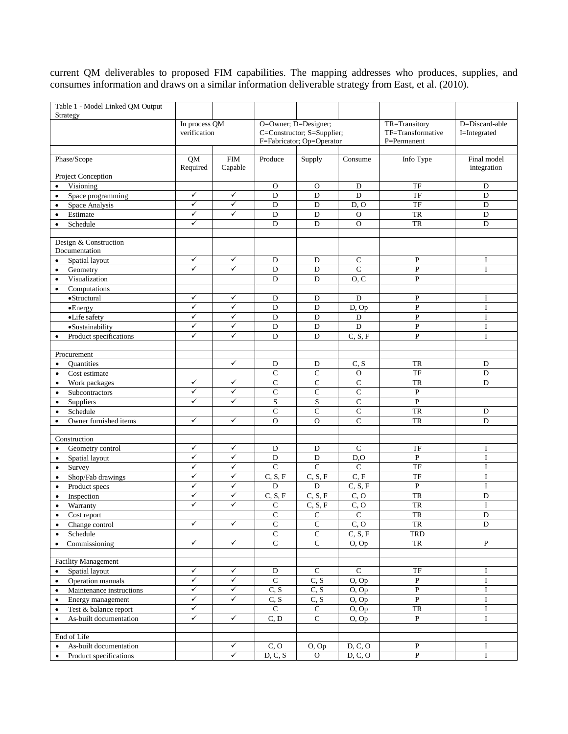current QM deliverables to proposed FIM capabilities. The mapping addresses who produces, supplies, and consumes information and draws on a similar information deliverable strategy from East, et al. (2010).

| Table 1 - Model Linked QM Output Strategy | | | | | | | |
|---|---|---|---|---|---|---|---|
| | In process QM verification | | O=Owner; D=Designer; C=Constructor; S=Supplier; F=Fabricator; Op=Operator | | | TR=Transitory TF=Transformative P=Permanent | D=Discard-able I=Integrated |
| | | | | | | | |
| Phase/Scope | QM Required | FIM Capable | Produce | Supply | Consume | Info Type | Final model integration |
| Project Conception | | | | | | | |
| • Visioning | | | O | O | D | TF | D |
| • Space programming | ✓ | ✓ | D | D | D | TF | D |
| • Space Analysis | ✓ | ✓ | D | D | D, O | TF | D |
| • Estimate | ✓ | ✓ | D | D | O | TR | D |
| • Schedule | ✓ | | D | D | O | TR | D |
| | | | | | | | |
| Design & Construction Documentation | | | | | | | |
| • Spatial layout | ✓ | ✓ | D | D | C | P | I |
| • Geometry | ✓ | ✓ | D | D | C | P | I |
| • Visualization | | | D | D | O, C | P | |
| • Computations | | | | | | | |
| •Structural | ✓ | ✓ | D | D | D | P | I |
| •Energy | ✓ | ✓ | D | D | D, Op | P | I |
| •Life safety | ✓ | ✓ | D | D | D | P | I |
| •Sustainability | ✓ | ✓ | D | D | D | P | I |
| • Product specifications | ✓ | ✓ | D | D | C, S, F | P | I |
| | | | | | | | |
| Procurement | | | | | | | |
| • Quantities | | ✓ | D | D | C, S | TR | D |
| • Cost estimate | | | C | C | O | TF | D |
| • Work packages | ✓ | ✓ | C | C | C | TR | D |
| • Subcontractors | ✓ | ✓ | C | C | C | P | |
| • Suppliers | ✓ | ✓ | S | S | C | P | |
| • Schedule | | | C | C | C | TR | D |
| • Owner furnished items | ✓ | ✓ | O | O | C | TR | D |
| | | | | | | | |
| Construction | | | | | | | |
| • Geometry control | ✓ | ✓ | D | D | C | TF | I |
| • Spatial layout | ✓ | ✓ | D | D | D,O | P | I |
| • Survey | ✓ | ✓ | C | C | C | TF | I |
| • Shop/Fab drawings | ✓ | ✓ | C, S, F | C, S, F | C, F | TF | I |
| • Product specs | ✓ | ✓ | D | D | C, S, F | P | I |
| • Inspection | ✓ | ✓ | C, S, F | C, S, F | C, O | TR | D |
| • Warranty | ✓ | ✓ | C | C, S, F | C, O | TR | I |
| • Cost report | | | C | C | C | TR | D |
| • Change control | ✓ | ✓ | C | C | C, O | TR | D |
| • Schedule | | | C | C | C, S, F | TRD | |
| • Commissioning | ✓ | ✓ | C | C | O, Op | TR | P |
| | | | | | | | |
| Facility Management | | | | | | | |
| • Spatial layout | ✓ | ✓ | D | C | C | TF | I |
| • Operation manuals | ✓ | ✓ | C | C, S | O, Op | P | I |
| • Maintenance instructions | ✓ | ✓ | C, S | C, S | O, Op | P | I |
| • Energy management | ✓ | ✓ | C, S | C, S | O, Op | P | I |
| • Test & balance report | ✓ | | C | C | O, Op | TR | I |
| • As-built documentation | ✓ | ✓ | C, D | C | O, Op | P | I |
| | | | | | | | |
| End of Life | | | | | | | |
| • As-built documentation | | ✓ | C, O | O, Op | D, C, O | P | I |
| • Product specifications | | ✓ | D, C, S | O | D, C, O | P | I |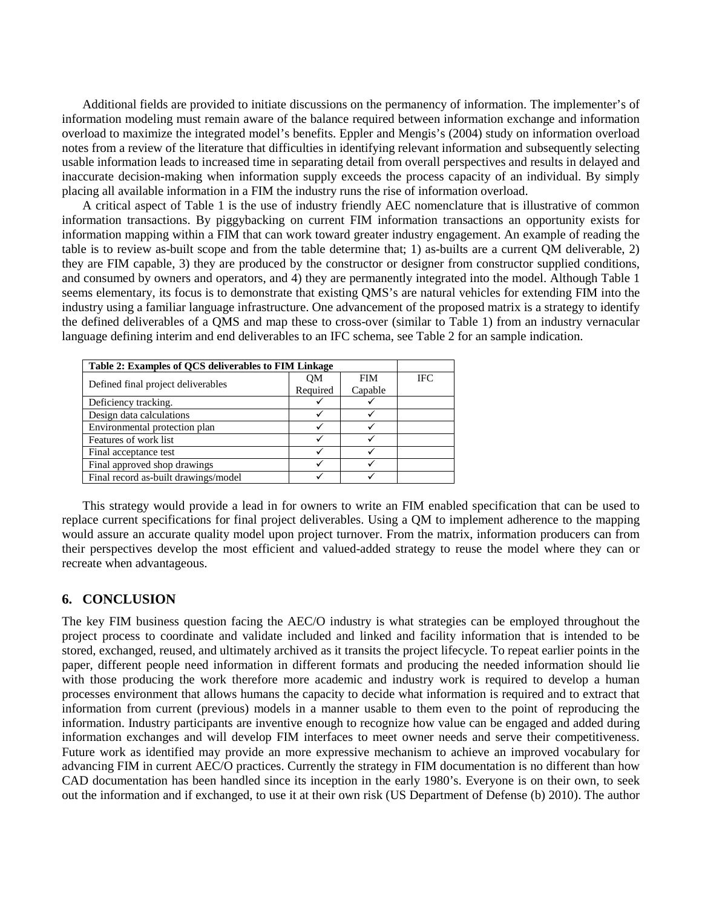Additional fields are provided to initiate discussions on the permanency of information. The implementer's of information modeling must remain aware of the balance required between information exchange and information overload to maximize the integrated model's benefits. Eppler and Mengis's (2004) study on information overload notes from a review of the literature that difficulties in identifying relevant information and subsequently selecting usable information leads to increased time in separating detail from overall perspectives and results in delayed and inaccurate decision-making when information supply exceeds the process capacity of an individual. By simply placing all available information in a FIM the industry runs the rise of information overload.

A critical aspect of Table 1 is the use of industry friendly AEC nomenclature that is illustrative of common information transactions. By piggybacking on current FIM information transactions an opportunity exists for information mapping within a FIM that can work toward greater industry engagement. An example of reading the table is to review as-built scope and from the table determine that; 1) as-builts are a current QM deliverable, 2) they are FIM capable, 3) they are produced by the constructor or designer from constructor supplied conditions, and consumed by owners and operators, and 4) they are permanently integrated into the model. Although Table 1 seems elementary, its focus is to demonstrate that existing QMS's are natural vehicles for extending FIM into the industry using a familiar language infrastructure. One advancement of the proposed matrix is a strategy to identify the defined deliverables of a QMS and map these to cross-over (similar to Table 1) from an industry vernacular language defining interim and end deliverables to an IFC schema, see Table 2 for an sample indication.

**Table 2: Examples of QCS deliverables to FIM Linkage**

| Defined final project deliverables | QM Required | FIM Capable | IFC |
|---|---|---|---|
| Deficiency tracking. | ✓ | ✓ | |
| Design data calculations | ✓ | ✓ | |
| Environmental protection plan | ✓ | ✓ | |
| Features of work list | ✓ | ✓ | |
| Final acceptance test | ✓ | ✓ | |
| Final approved shop drawings | ✓ | ✓ | |
| Final record as-built drawings/model | ✓ | ✓ | |

This strategy would provide a lead in for owners to write an FIM enabled specification that can be used to replace current specifications for final project deliverables. Using a QM to implement adherence to the mapping would assure an accurate quality model upon project turnover. From the matrix, information producers can from their perspectives develop the most efficient and valued-added strategy to reuse the model where they can or recreate when advantageous.

## 6. CONCLUSION

The key FIM business question facing the AEC/O industry is what strategies can be employed throughout the project process to coordinate and validate included and linked and facility information that is intended to be stored, exchanged, reused, and ultimately archived as it transits the project lifecycle. To repeat earlier points in the paper, different people need information in different formats and producing the needed information should lie with those producing the work therefore more academic and industry work is required to develop a human processes environment that allows humans the capacity to decide what information is required and to extract that information from current (previous) models in a manner usable to them even to the point of reproducing the information. Industry participants are inventive enough to recognize how value can be engaged and added during information exchanges and will develop FIM interfaces to meet owner needs and serve their competitiveness. Future work as identified may provide an more expressive mechanism to achieve an improved vocabulary for advancing FIM in current AEC/O practices. Currently the strategy in FIM documentation is no different than how CAD documentation has been handled since its inception in the early 1980's. Everyone is on their own, to seek out the information and if exchanged, to use it at their own risk (US Department of Defense (b) 2010). The author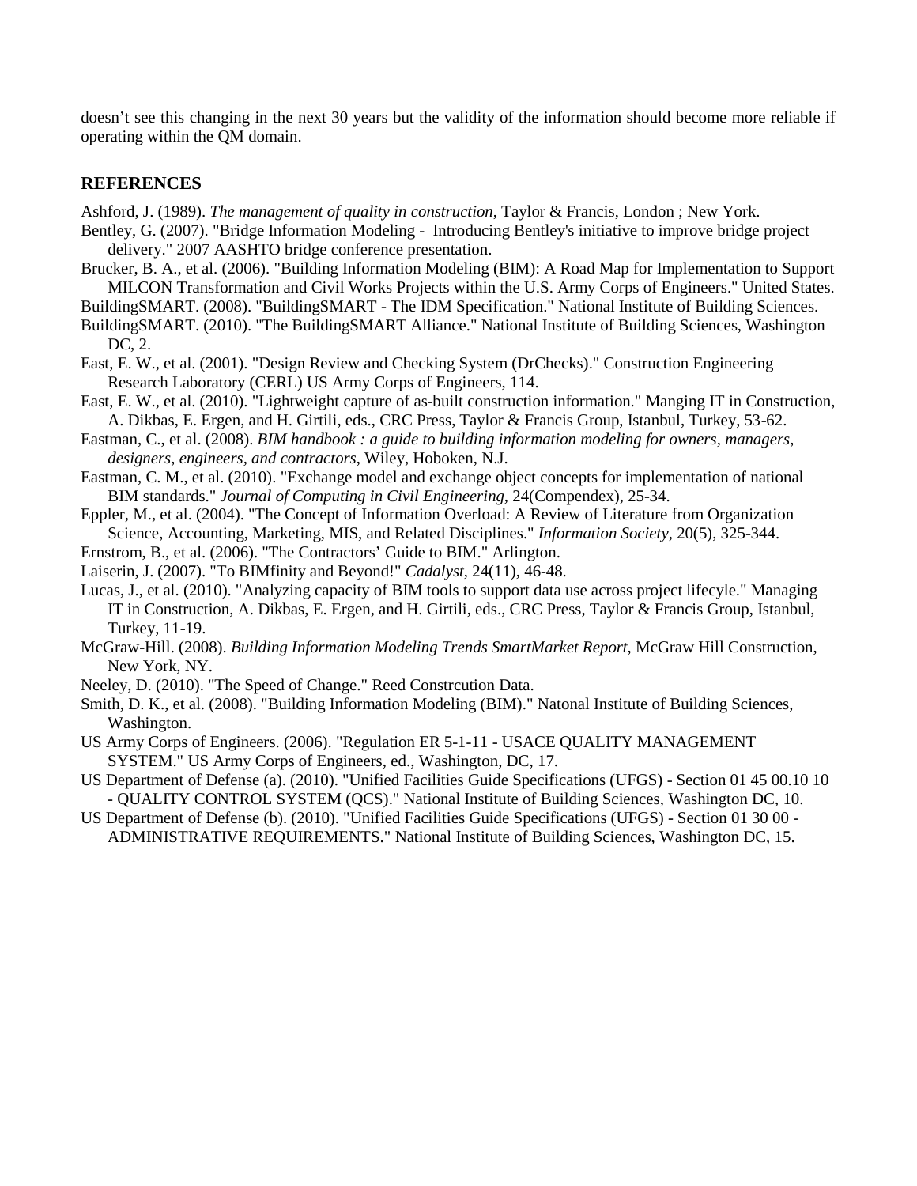doesn't see this changing in the next 30 years but the validity of the information should become more reliable if operating within the QM domain.

## REFERENCES

Ashford, J. (1989). *The management of quality in construction*, Taylor & Francis, London ; New York.

Bentley, G. (2007). "Bridge Information Modeling - Introducing Bentley's initiative to improve bridge project delivery." 2007 AASHTO bridge conference presentation.

Brucker, B. A., et al. (2006). "Building Information Modeling (BIM): A Road Map for Implementation to Support MILCON Transformation and Civil Works Projects within the U.S. Army Corps of Engineers." United States.

BuildingSMART. (2008). "BuildingSMART - The IDM Specification." National Institute of Building Sciences.

BuildingSMART. (2010). "The BuildingSMART Alliance." National Institute of Building Sciences, Washington DC, 2.

East, E. W., et al. (2001). "Design Review and Checking System (DrChecks)." Construction Engineering Research Laboratory (CERL) US Army Corps of Engineers, 114.

East, E. W., et al. (2010). "Lightweight capture of as-built construction information." Manging IT in Construction, A. Dikbas, E. Ergen, and H. Girtili, eds., CRC Press, Taylor & Francis Group, Istanbul, Turkey, 53-62.

Eastman, C., et al. (2008). *BIM handbook : a guide to building information modeling for owners, managers, designers, engineers, and contractors*, Wiley, Hoboken, N.J.

Eastman, C. M., et al. (2010). "Exchange model and exchange object concepts for implementation of national BIM standards." *Journal of Computing in Civil Engineering*, 24(Compendex), 25-34.

Eppler, M., et al. (2004). "The Concept of Information Overload: A Review of Literature from Organization Science, Accounting, Marketing, MIS, and Related Disciplines." *Information Society*, 20(5), 325-344.

Ernstrom, B., et al. (2006). "The Contractors' Guide to BIM." Arlington.

Laiserin, J. (2007). "To BIMfinity and Beyond!" *Cadalyst*, 24(11), 46-48.

Lucas, J., et al. (2010). "Analyzing capacity of BIM tools to support data use across project lifecyle." Managing IT in Construction, A. Dikbas, E. Ergen, and H. Girtili, eds., CRC Press, Taylor & Francis Group, Istanbul, Turkey, 11-19.

McGraw-Hill. (2008). *Building Information Modeling Trends SmartMarket Report*, McGraw Hill Construction, New York, NY.

Neeley, D. (2010). "The Speed of Change." Reed Constrcution Data.

Smith, D. K., et al. (2008). "Building Information Modeling (BIM)." Natonal Institute of Building Sciences, Washington.

US Army Corps of Engineers. (2006). "Regulation ER 5-1-11 - USACE QUALITY MANAGEMENT SYSTEM." US Army Corps of Engineers, ed., Washington, DC, 17.

US Department of Defense (a). (2010). "Unified Facilities Guide Specifications (UFGS) - Section 01 45 00.10 10 - QUALITY CONTROL SYSTEM (QCS)." National Institute of Building Sciences, Washington DC, 10.

US Department of Defense (b). (2010). "Unified Facilities Guide Specifications (UFGS) - Section 01 30 00 - ADMINISTRATIVE REQUIREMENTS." National Institute of Building Sciences, Washington DC, 15.